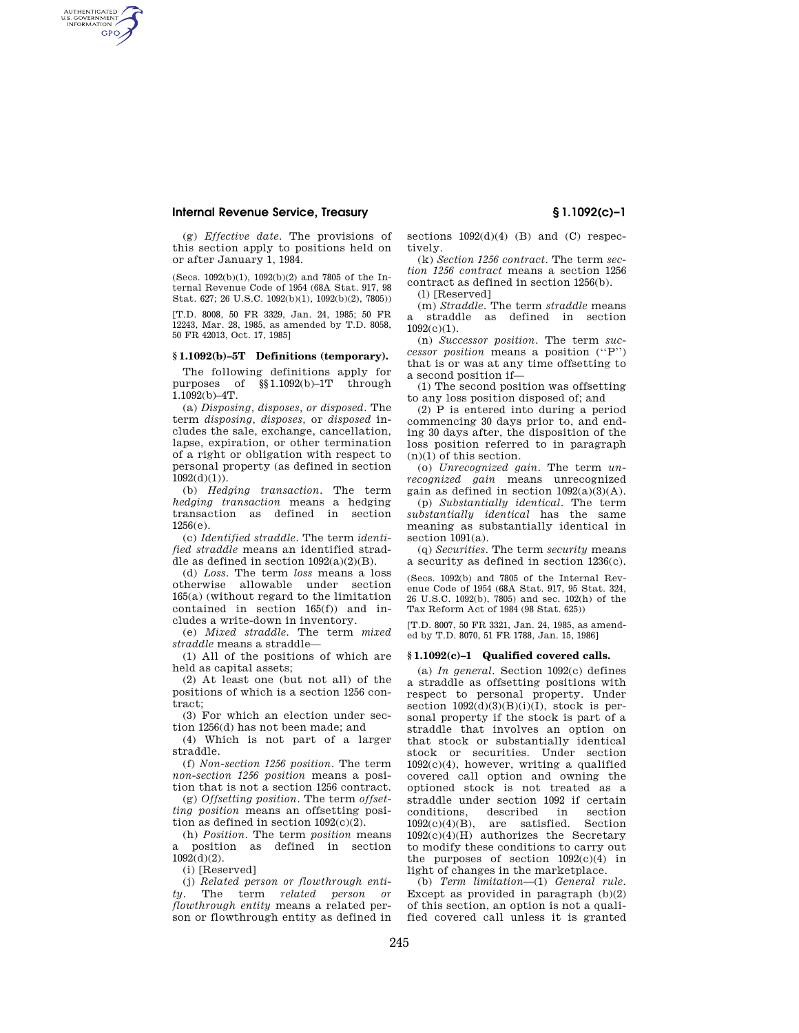(g) *Effective date.* The provisions of this section apply to positions held on or after January 1, 1984.

(Secs. 1092(b)(1), 1092(b)(2) and 7805 of the Internal Revenue Code of 1954 (68A Stat. 917, 98 Stat. 627; 26 U.S.C. 1092(b)(1), 1092(b)(2), 7805))

[T.D. 8008, 50 FR 3329, Jan. 24, 1985; 50 FR 12243, Mar. 28, 1985, as amended by T.D. 8058, 50 FR 42013, Oct. 17, 1985]

## § 1.1092(b)–5T Definitions (temporary).

The following definitions apply for purposes of §§ 1.1092(b)–1T through 1.1092(b)–4T.

(a) *Disposing, disposes, or disposed.* The term *disposing, disposes,* or *disposed* includes the sale, exchange, cancellation, lapse, expiration, or other termination of a right or obligation with respect to personal property (as defined in section 1092(d)(1)).

(b) *Hedging transaction.* The term *hedging transaction* means a hedging transaction as defined in section 1256(e).

(c) *Identified straddle.* The term *identified straddle* means an identified straddle as defined in section 1092(a)(2)(B).

(d) *Loss.* The term *loss* means a loss otherwise allowable under section 165(a) (without regard to the limitation contained in section 165(f)) and includes a write-down in inventory.

(e) *Mixed straddle.* The term *mixed straddle* means a straddle—

(1) All of the positions of which are held as capital assets;

(2) At least one (but not all) of the positions of which is a section 1256 contract;

(3) For which an election under section 1256(d) has not been made; and

(4) Which is not part of a larger straddle.

(f) *Non-section 1256 position.* The term *non-section 1256 position* means a position that is not a section 1256 contract.

(g) *Offsetting position.* The term *offsetting position* means an offsetting position as defined in section 1092(c)(2).

(h) *Position.* The term *position* means a position as defined in section 1092(d)(2).

(i) [Reserved]

(j) *Related person or flowthrough entity.* The term *related person or flowthrough entity* means a related person or flowthrough entity as defined in sections 1092(d)(4) (B) and (C) respectively.

(k) *Section 1256 contract.* The term *section 1256 contract* means a section 1256 contract as defined in section 1256(b).

(l) [Reserved]

(m) *Straddle.* The term *straddle* means a straddle as defined in section 1092(c)(1).

(n) *Successor position.* The term *successor position* means a position (''P'') that is or was at any time offsetting to a second position if—

(1) The second position was offsetting to any loss position disposed of; and

(2) P is entered into during a period commencing 30 days prior to, and ending 30 days after, the disposition of the loss position referred to in paragraph (n)(1) of this section.

(o) *Unrecognized gain.* The term *unrecognized gain* means unrecognized gain as defined in section 1092(a)(3)(A).

(p) *Substantially identical.* The term *substantially identical* has the same meaning as substantially identical in section 1091(a).

(q) *Securities.* The term *security* means a security as defined in section 1236(c).

(Secs. 1092(b) and 7805 of the Internal Revenue Code of 1954 (68A Stat. 917, 95 Stat. 324, 26 U.S.C. 1092(b), 7805) and sec. 102(h) of the Tax Reform Act of 1984 (98 Stat. 625))

[T.D. 8007, 50 FR 3321, Jan. 24, 1985, as amended by T.D. 8070, 51 FR 1788, Jan. 15, 1986]

## § 1.1092(c)–1 Qualified covered calls.

(a) *In general.* Section 1092(c) defines a straddle as offsetting positions with respect to personal property. Under section 1092(d)(3)(B)(i)(I), stock is personal property if the stock is part of a straddle that involves an option on that stock or substantially identical stock or securities. Under section 1092(c)(4), however, writing a qualified covered call option and owning the optioned stock is not treated as a straddle under section 1092 if certain conditions, described in section 1092(c)(4)(B), are satisfied. Section 1092(c)(4)(H) authorizes the Secretary to modify these conditions to carry out the purposes of section 1092(c)(4) in light of changes in the marketplace.

(b) *Term limitation*—(1) *General rule.* Except as provided in paragraph (b)(2) of this section, an option is not a qualified covered call unless it is granted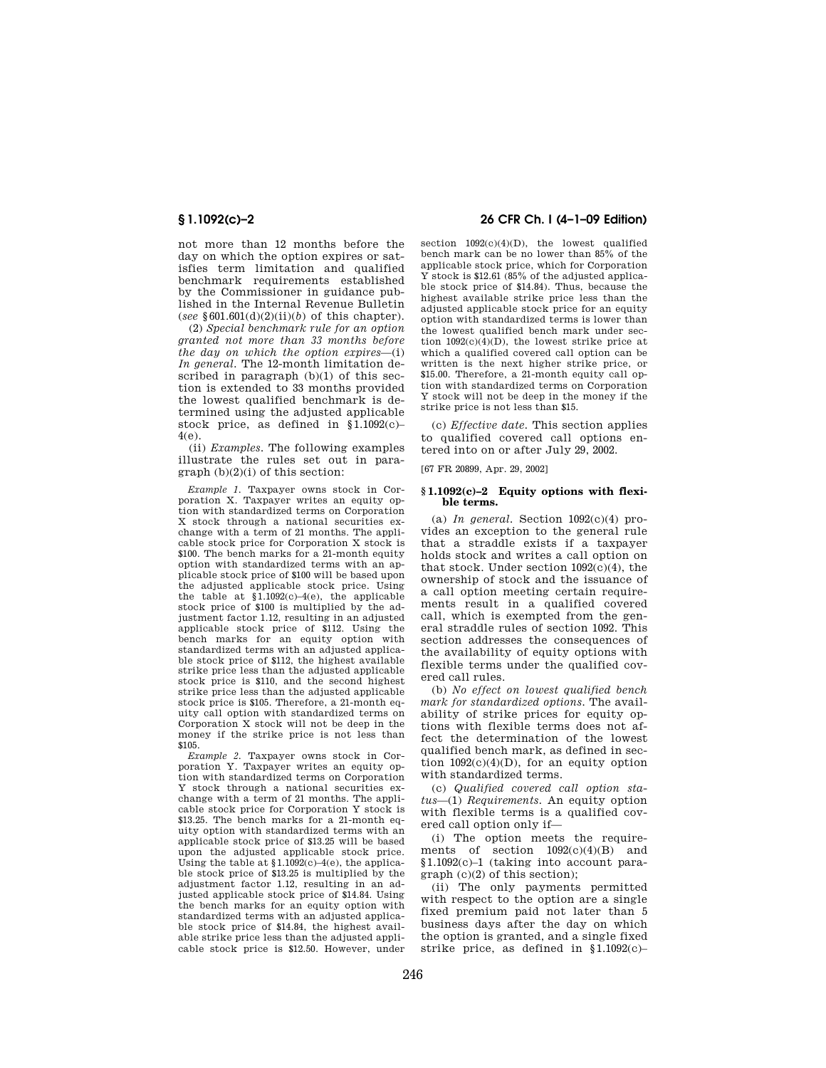not more than 12 months before the day on which the option expires or satisfies term limitation and qualified benchmark requirements established by the Commissioner in guidance published in the Internal Revenue Bulletin (*see* §601.601(d)(2)(ii)(*b*) of this chapter).

(2) *Special benchmark rule for an option granted not more than 33 months before the day on which the option expires*—(i) *In general.* The 12-month limitation described in paragraph (b)(1) of this section is extended to 33 months provided the lowest qualified benchmark is determined using the adjusted applicable stock price, as defined in §1.1092(c)–4(e).

(ii) *Examples.* The following examples illustrate the rules set out in paragraph (b)(2)(i) of this section:

*Example 1.* Taxpayer owns stock in Corporation X. Taxpayer writes an equity option with standardized terms on Corporation X stock through a national securities exchange with a term of 21 months. The applicable stock price for Corporation X stock is \$100. The bench marks for a 21-month equity option with standardized terms with an applicable stock price of \$100 will be based upon the adjusted applicable stock price. Using the table at §1.1092(c)–4(e), the applicable stock price of \$100 is multiplied by the adjustment factor 1.12, resulting in an adjusted applicable stock price of \$112. Using the bench marks for an equity option with standardized terms with an adjusted applicable stock price of \$112, the highest available strike price less than the adjusted applicable stock price is \$110, and the second highest strike price less than the adjusted applicable stock price is \$105. Therefore, a 21-month equity call option with standardized terms on Corporation X stock will not be deep in the money if the strike price is not less than \$105.

*Example 2.* Taxpayer owns stock in Corporation Y. Taxpayer writes an equity option with standardized terms on Corporation Y stock through a national securities exchange with a term of 21 months. The applicable stock price for Corporation Y stock is \$13.25. The bench marks for a 21-month equity option with standardized terms with an applicable stock price of \$13.25 will be based upon the adjusted applicable stock price. Using the table at §1.1092(c)–4(e), the applicable stock price of \$13.25 is multiplied by the adjustment factor 1.12, resulting in an adjusted applicable stock price of \$14.84. Using the bench marks for an equity option with standardized terms with an adjusted applicable stock price of \$14.84, the highest available strike price less than the adjusted applicable stock price is \$12.50. However, under section 1092(c)(4)(D), the lowest qualified bench mark can be no lower than 85% of the applicable stock price, which for Corporation Y stock is \$12.61 (85% of the adjusted applicable stock price of \$14.84). Thus, because the highest available strike price less than the adjusted applicable stock price for an equity option with standardized terms is lower than the lowest qualified bench mark under section 1092(c)(4)(D), the lowest strike price at which a qualified covered call option can be written is the next higher strike price, or \$15.00. Therefore, a 21-month equity call option with standardized terms on Corporation Y stock will not be deep in the money if the strike price is not less than \$15.

(c) *Effective date.* This section applies to qualified covered call options entered into on or after July 29, 2002.

[67 FR 20899, Apr. 29, 2002]

## §1.1092(c)–2 Equity options with flexible terms.

(a) *In general.* Section 1092(c)(4) provides an exception to the general rule that a straddle exists if a taxpayer holds stock and writes a call option on that stock. Under section 1092(c)(4), the ownership of stock and the issuance of a call option meeting certain requirements result in a qualified covered call, which is exempted from the general straddle rules of section 1092. This section addresses the consequences of the availability of equity options with flexible terms under the qualified covered call rules.

(b) *No effect on lowest qualified bench mark for standardized options.* The availability of strike prices for equity options with flexible terms does not affect the determination of the lowest qualified bench mark, as defined in section 1092(c)(4)(D), for an equity option with standardized terms.

(c) *Qualified covered call option status*—(1) *Requirements.* An equity option with flexible terms is a qualified covered call option only if—

(i) The option meets the requirements of section 1092(c)(4)(B) and §1.1092(c)–1 (taking into account paragraph (c)(2) of this section);

(ii) The only payments permitted with respect to the option are a single fixed premium paid not later than 5 business days after the day on which the option is granted, and a single fixed strike price, as defined in §1.1092(c)–